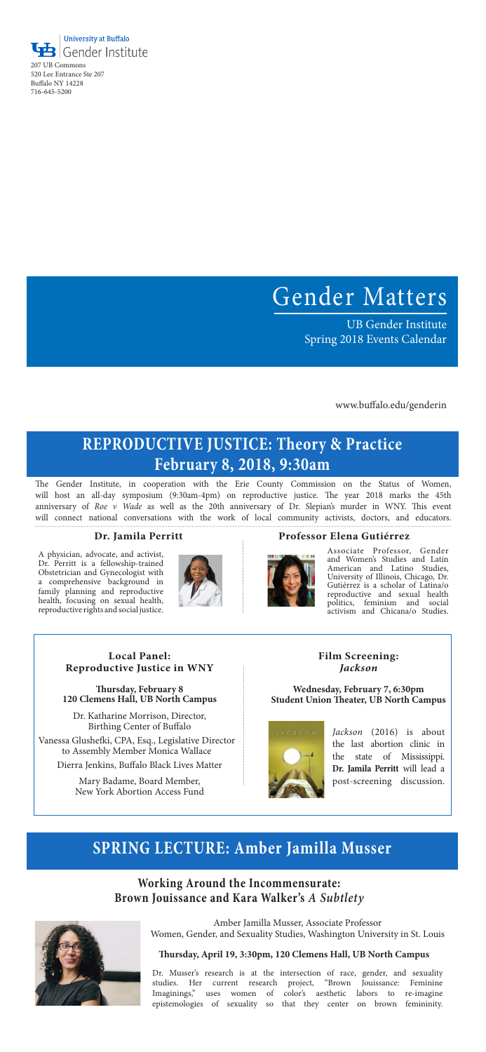University at Buffalo
Gender Institute
207 UB Commons
520 Lee Entrance Ste 207
Buffalo NY 14228
716-645-5200

# Gender Matters

UB Gender Institute
Spring 2018 Events Calendar

www.buffalo.edu/genderin

## REPRODUCTIVE JUSTICE: Theory & Practice
## February 8, 2018, 9:30am

The Gender Institute, in cooperation with the Erie County Commission on the Status of Women, will host an all-day symposium (9:30am-4pm) on reproductive justice. The year 2018 marks the 45th anniversary of *Roe v Wade* as well as the 20th anniversary of Dr. Slepian's murder in WNY. This event will connect national conversations with the work of local community activists, doctors, and educators.

### Dr. Jamila Perritt

A physician, advocate, and activist, Dr. Perritt is a fellowship-trained Obstetrician and Gynecologist with a comprehensive background in family planning and reproductive health, focusing on sexual health, reproductive rights and social justice.

### Professor Elena Gutiérrez

Associate Professor, Gender and Women's Studies and Latin American and Latino Studies, University of Illinois, Chicago, Dr. Gutiérrez is a scholar of Latina/o reproductive and sexual health politics, feminism and social activism and Chicana/o Studies.

### Local Panel: Reproductive Justice in WNY

**Thursday, February 8**
**120 Clemens Hall, UB North Campus**

Dr. Katharine Morrison, Director, Birthing Center of Buffalo

Vanessa Glushefki, CPA, Esq., Legislative Director to Assembly Member Monica Wallace

Dierra Jenkins, Buffalo Black Lives Matter

Mary Badame, Board Member, New York Abortion Access Fund

### Film Screening: *Jackson*

**Wednesday, February 7, 6:30pm**
**Student Union Theater, UB North Campus**

*Jackson* (2016) is about the last abortion clinic in the state of Mississippi. **Dr. Jamila Perritt** will lead a post-screening discussion.

## SPRING LECTURE: Amber Jamilla Musser

### Working Around the Incommensurate: Brown Jouissance and Kara Walker's *A Subtlety*

Amber Jamilla Musser, Associate Professor
Women, Gender, and Sexuality Studies, Washington University in St. Louis

**Thursday, April 19, 3:30pm, 120 Clemens Hall, UB North Campus**

Dr. Musser's research is at the intersection of race, gender, and sexuality studies. Her current research project, "Brown Jouissance: Feminine Imaginings," uses women of color's aesthetic labors to re-imagine epistemologies of sexuality so that they center on brown femininity.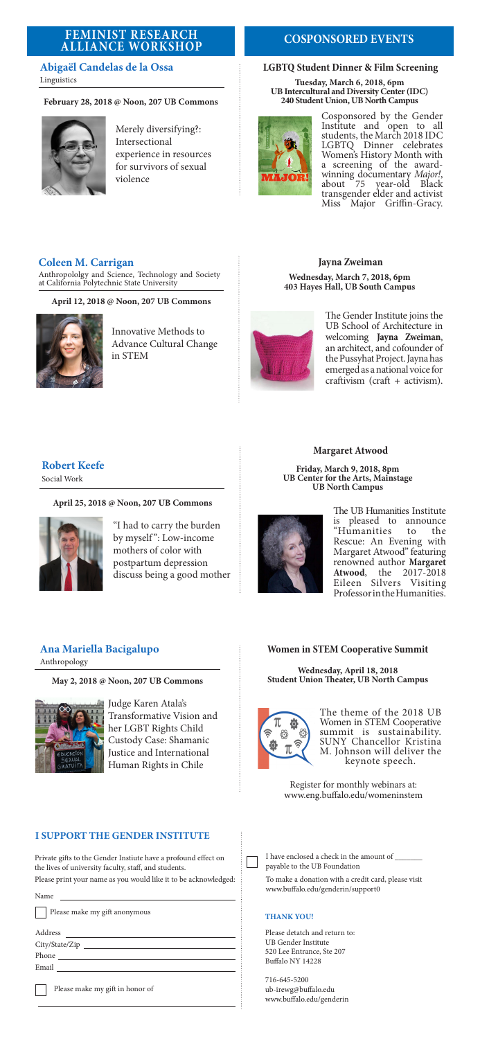## FEMINIST RESEARCH ALLIANCE WORKSHOP

### Abigaël Candelas de la Ossa
Linguistics

**February 28, 2018 @ Noon, 207 UB Commons**

Merely diversifying?: Intersectional experience in resources for survivors of sexual violence

### Coleen M. Carrigan
Anthropololgy and Science, Technology and Society at California Polytechnic State University

**April 12, 2018 @ Noon, 207 UB Commons**

Innovative Methods to Advance Cultural Change in STEM

### Robert Keefe
Social Work

**April 25, 2018 @ Noon, 207 UB Commons**

"I had to carry the burden by myself": Low-income mothers of color with postpartum depression discuss being a good mother

### Ana Mariella Bacigalupo
Anthropology

**May 2, 2018 @ Noon, 207 UB Commons**

Judge Karen Atala's Transformative Vision and her LGBT Rights Child Custody Case: Shamanic Justice and International Human Rights in Chile

## COSPONSORED EVENTS

### LGBTQ Student Dinner & Film Screening

**Tuesday, March 6, 2018, 6pm**
**UB Intercultural and Diversity Center (IDC)**
**240 Student Union, UB North Campus**

Cosponsored by the Gender Institute and open to all students, the March 2018 IDC LGBTQ Dinner celebrates Women's History Month with a screening of the award-winning documentary *Major!*, about 75 year-old Black transgender elder and activist Miss Major Griffin-Gracy.

### Jayna Zweiman

**Wednesday, March 7, 2018, 6pm**
**403 Hayes Hall, UB South Campus**

The Gender Institute joins the UB School of Architecture in welcoming **Jayna Zweiman**, an architect, and cofounder of the Pussyhat Project. Jayna has emerged as a national voice for craftivism (craft + activism).

### Margaret Atwood

**Friday, March 9, 2018, 8pm**
**UB Center for the Arts, Mainstage**
**UB North Campus**

The UB Humanities Institute is pleased to announce "Humanities to the Rescue: An Evening with Margaret Atwood" featuring renowned author **Margaret Atwood**, the 2017-2018 Eileen Silvers Visiting Professor in the Humanities.

### Women in STEM Cooperative Summit

**Wednesday, April 18, 2018**
**Student Union Theater, UB North Campus**

The theme of the 2018 UB Women in STEM Cooperative summit is sustainability. SUNY Chancellor Kristina M. Johnson will deliver the keynote speech.

Register for monthly webinars at: www.eng.buffalo.edu/womeninstem

## I SUPPORT THE GENDER INSTITUTE

Private gifts to the Gender Instiute have a profound effect on the lives of university faculty, staff, and students.

Please print your name as you would like it to be acknowledged:

Name ______________________

☐ Please make my gift anonymous

Address ______________________

City/State/Zip ______________________

Phone ______________________

Email ______________________

☐ Please make my gift in honor of

______________________

☐ I have enclosed a check in the amount of _______ payable to the UB Foundation

To make a donation with a credit card, please visit www.buffalo.edu/genderin/support0

**THANK YOU!**

Please detatch and return to:
UB Gender Institute
520 Lee Entrance, Ste 207
Buffalo NY 14228

716-645-5200
ub-irewg@buffalo.edu
www.buffalo.edu/genderin